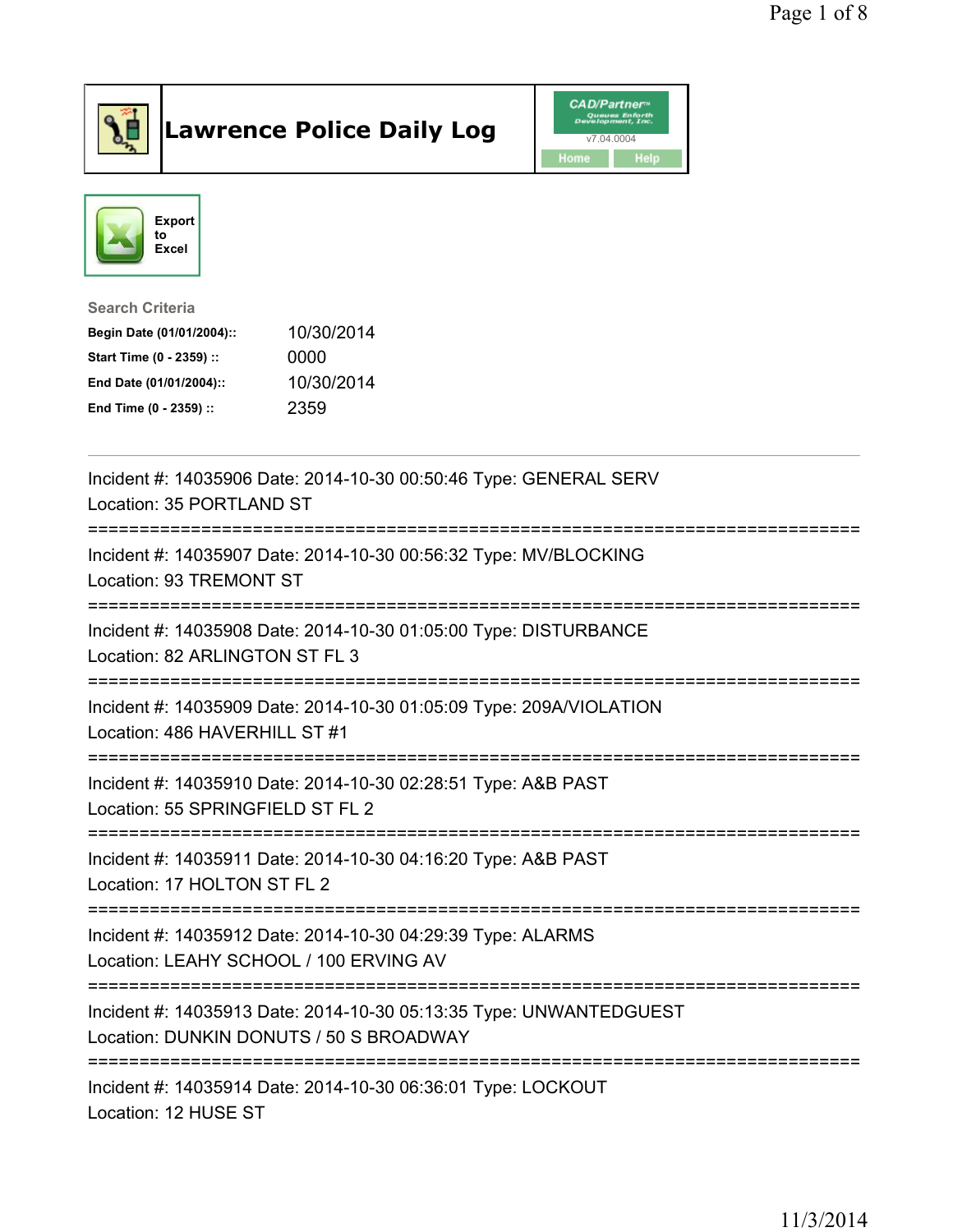# Lawrence Police Daily Log

CAD/Partner v7.04.0004

Home | Help

Export to Excel

**Search Criteria**

| | |
|---|---|
| **Begin Date (01/01/2004)::** | 10/30/2014 |
| **Start Time (0 - 2359) ::** | 0000 |
| **End Date (01/01/2004)::** | 10/30/2014 |
| **End Time (0 - 2359) ::** | 2359 |

---

Incident #: 14035906 Date: 2014-10-30 00:50:46 Type: GENERAL SERV
Location: 35 PORTLAND ST

===========================================================================

Incident #: 14035907 Date: 2014-10-30 00:56:32 Type: MV/BLOCKING
Location: 93 TREMONT ST

===========================================================================

Incident #: 14035908 Date: 2014-10-30 01:05:00 Type: DISTURBANCE
Location: 82 ARLINGTON ST FL 3

===========================================================================

Incident #: 14035909 Date: 2014-10-30 01:05:09 Type: 209A/VIOLATION
Location: 486 HAVERHILL ST #1

===========================================================================

Incident #: 14035910 Date: 2014-10-30 02:28:51 Type: A&B PAST
Location: 55 SPRINGFIELD ST FL 2

===========================================================================

Incident #: 14035911 Date: 2014-10-30 04:16:20 Type: A&B PAST
Location: 17 HOLTON ST FL 2

===========================================================================

Incident #: 14035912 Date: 2014-10-30 04:29:39 Type: ALARMS
Location: LEAHY SCHOOL / 100 ERVING AV

===========================================================================

Incident #: 14035913 Date: 2014-10-30 05:13:35 Type: UNWANTEDGUEST
Location: DUNKIN DONUTS / 50 S BROADWAY

===========================================================================

Incident #: 14035914 Date: 2014-10-30 06:36:01 Type: LOCKOUT
Location: 12 HUSE ST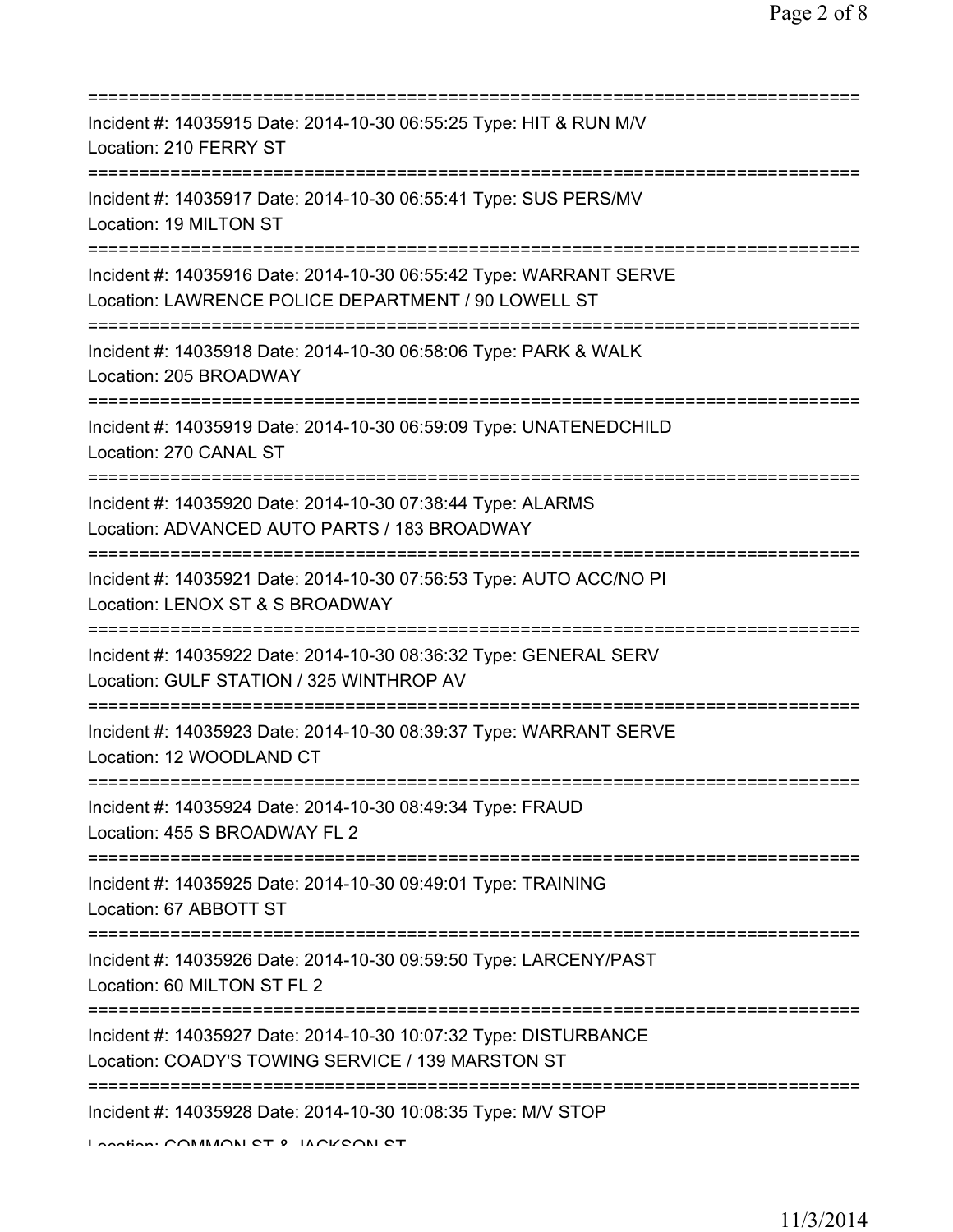===========================================================================
Incident #: 14035915 Date: 2014-10-30 06:55:25 Type: HIT & RUN M/V
Location: 210 FERRY ST
===========================================================================
Incident #: 14035917 Date: 2014-10-30 06:55:41 Type: SUS PERS/MV
Location: 19 MILTON ST
===========================================================================
Incident #: 14035916 Date: 2014-10-30 06:55:42 Type: WARRANT SERVE
Location: LAWRENCE POLICE DEPARTMENT / 90 LOWELL ST
===========================================================================
Incident #: 14035918 Date: 2014-10-30 06:58:06 Type: PARK & WALK
Location: 205 BROADWAY
===========================================================================
Incident #: 14035919 Date: 2014-10-30 06:59:09 Type: UNATENEDCHILD
Location: 270 CANAL ST
===========================================================================
Incident #: 14035920 Date: 2014-10-30 07:38:44 Type: ALARMS
Location: ADVANCED AUTO PARTS / 183 BROADWAY
===========================================================================
Incident #: 14035921 Date: 2014-10-30 07:56:53 Type: AUTO ACC/NO PI
Location: LENOX ST & S BROADWAY
===========================================================================
Incident #: 14035922 Date: 2014-10-30 08:36:32 Type: GENERAL SERV
Location: GULF STATION / 325 WINTHROP AV
===========================================================================
Incident #: 14035923 Date: 2014-10-30 08:39:37 Type: WARRANT SERVE
Location: 12 WOODLAND CT
===========================================================================
Incident #: 14035924 Date: 2014-10-30 08:49:34 Type: FRAUD
Location: 455 S BROADWAY FL 2
===========================================================================
Incident #: 14035925 Date: 2014-10-30 09:49:01 Type: TRAINING
Location: 67 ABBOTT ST
===========================================================================
Incident #: 14035926 Date: 2014-10-30 09:59:50 Type: LARCENY/PAST
Location: 60 MILTON ST FL 2
===========================================================================
Incident #: 14035927 Date: 2014-10-30 10:07:32 Type: DISTURBANCE
Location: COADY'S TOWING SERVICE / 139 MARSTON ST
===========================================================================
Incident #: 14035928 Date: 2014-10-30 10:08:35 Type: M/V STOP
Location: COMMON ST & JACKSON ST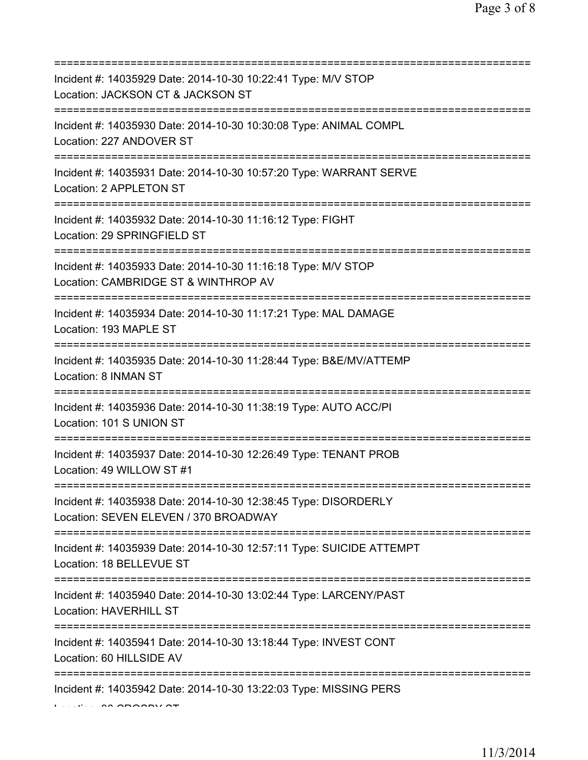===========================================================================

Incident #: 14035929 Date: 2014-10-30 10:22:41 Type: M/V STOP
Location: JACKSON CT & JACKSON ST

===========================================================================

Incident #: 14035930 Date: 2014-10-30 10:30:08 Type: ANIMAL COMPL
Location: 227 ANDOVER ST

===========================================================================

Incident #: 14035931 Date: 2014-10-30 10:57:20 Type: WARRANT SERVE
Location: 2 APPLETON ST

===========================================================================

Incident #: 14035932 Date: 2014-10-30 11:16:12 Type: FIGHT
Location: 29 SPRINGFIELD ST

===========================================================================

Incident #: 14035933 Date: 2014-10-30 11:16:18 Type: M/V STOP
Location: CAMBRIDGE ST & WINTHROP AV

===========================================================================

Incident #: 14035934 Date: 2014-10-30 11:17:21 Type: MAL DAMAGE
Location: 193 MAPLE ST

===========================================================================

Incident #: 14035935 Date: 2014-10-30 11:28:44 Type: B&E/MV/ATTEMP
Location: 8 INMAN ST

===========================================================================

Incident #: 14035936 Date: 2014-10-30 11:38:19 Type: AUTO ACC/PI
Location: 101 S UNION ST

===========================================================================

Incident #: 14035937 Date: 2014-10-30 12:26:49 Type: TENANT PROB
Location: 49 WILLOW ST #1

===========================================================================

Incident #: 14035938 Date: 2014-10-30 12:38:45 Type: DISORDERLY
Location: SEVEN ELEVEN / 370 BROADWAY

===========================================================================

Incident #: 14035939 Date: 2014-10-30 12:57:11 Type: SUICIDE ATTEMPT
Location: 18 BELLEVUE ST

===========================================================================

Incident #: 14035940 Date: 2014-10-30 13:02:44 Type: LARCENY/PAST
Location: HAVERHILL ST

===========================================================================

Incident #: 14035941 Date: 2014-10-30 13:18:44 Type: INVEST CONT
Location: 60 HILLSIDE AV

===========================================================================

Incident #: 14035942 Date: 2014-10-30 13:22:03 Type: MISSING PERS
Location: 26 CROSBY ST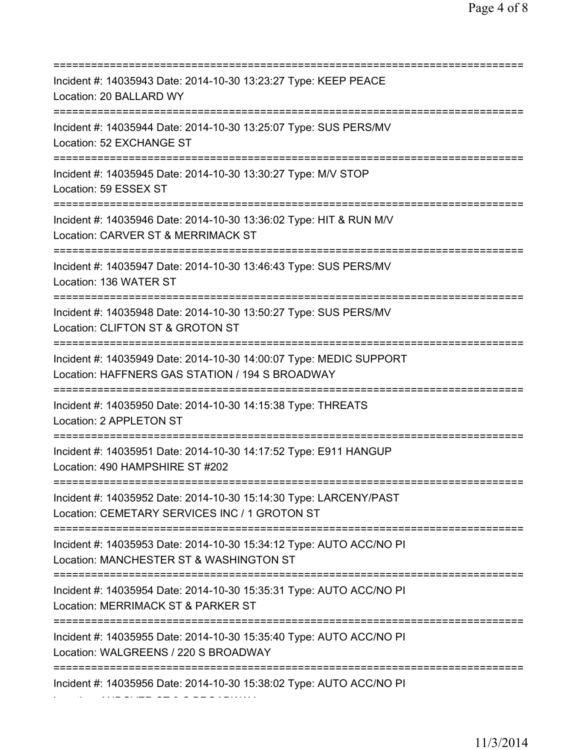==============================================================================
Incident #: 14035943 Date: 2014-10-30 13:23:27 Type: KEEP PEACE
Location: 20 BALLARD WY
==============================================================================
Incident #: 14035944 Date: 2014-10-30 13:25:07 Type: SUS PERS/MV
Location: 52 EXCHANGE ST
==============================================================================
Incident #: 14035945 Date: 2014-10-30 13:30:27 Type: M/V STOP
Location: 59 ESSEX ST
==============================================================================
Incident #: 14035946 Date: 2014-10-30 13:36:02 Type: HIT & RUN M/V
Location: CARVER ST & MERRIMACK ST
==============================================================================
Incident #: 14035947 Date: 2014-10-30 13:46:43 Type: SUS PERS/MV
Location: 136 WATER ST
==============================================================================
Incident #: 14035948 Date: 2014-10-30 13:50:27 Type: SUS PERS/MV
Location: CLIFTON ST & GROTON ST
==============================================================================
Incident #: 14035949 Date: 2014-10-30 14:00:07 Type: MEDIC SUPPORT
Location: HAFFNERS GAS STATION / 194 S BROADWAY
==============================================================================
Incident #: 14035950 Date: 2014-10-30 14:15:38 Type: THREATS
Location: 2 APPLETON ST
==============================================================================
Incident #: 14035951 Date: 2014-10-30 14:17:52 Type: E911 HANGUP
Location: 490 HAMPSHIRE ST #202
==============================================================================
Incident #: 14035952 Date: 2014-10-30 15:14:30 Type: LARCENY/PAST
Location: CEMETARY SERVICES INC / 1 GROTON ST
==============================================================================
Incident #: 14035953 Date: 2014-10-30 15:34:12 Type: AUTO ACC/NO PI
Location: MANCHESTER ST & WASHINGTON ST
==============================================================================
Incident #: 14035954 Date: 2014-10-30 15:35:31 Type: AUTO ACC/NO PI
Location: MERRIMACK ST & PARKER ST
==============================================================================
Incident #: 14035955 Date: 2014-10-30 15:35:40 Type: AUTO ACC/NO PI
Location: WALGREENS / 220 S BROADWAY
==============================================================================
Incident #: 14035956 Date: 2014-10-30 15:38:02 Type: AUTO ACC/NO PI
Location: ANDOVER ST & S BROADWAY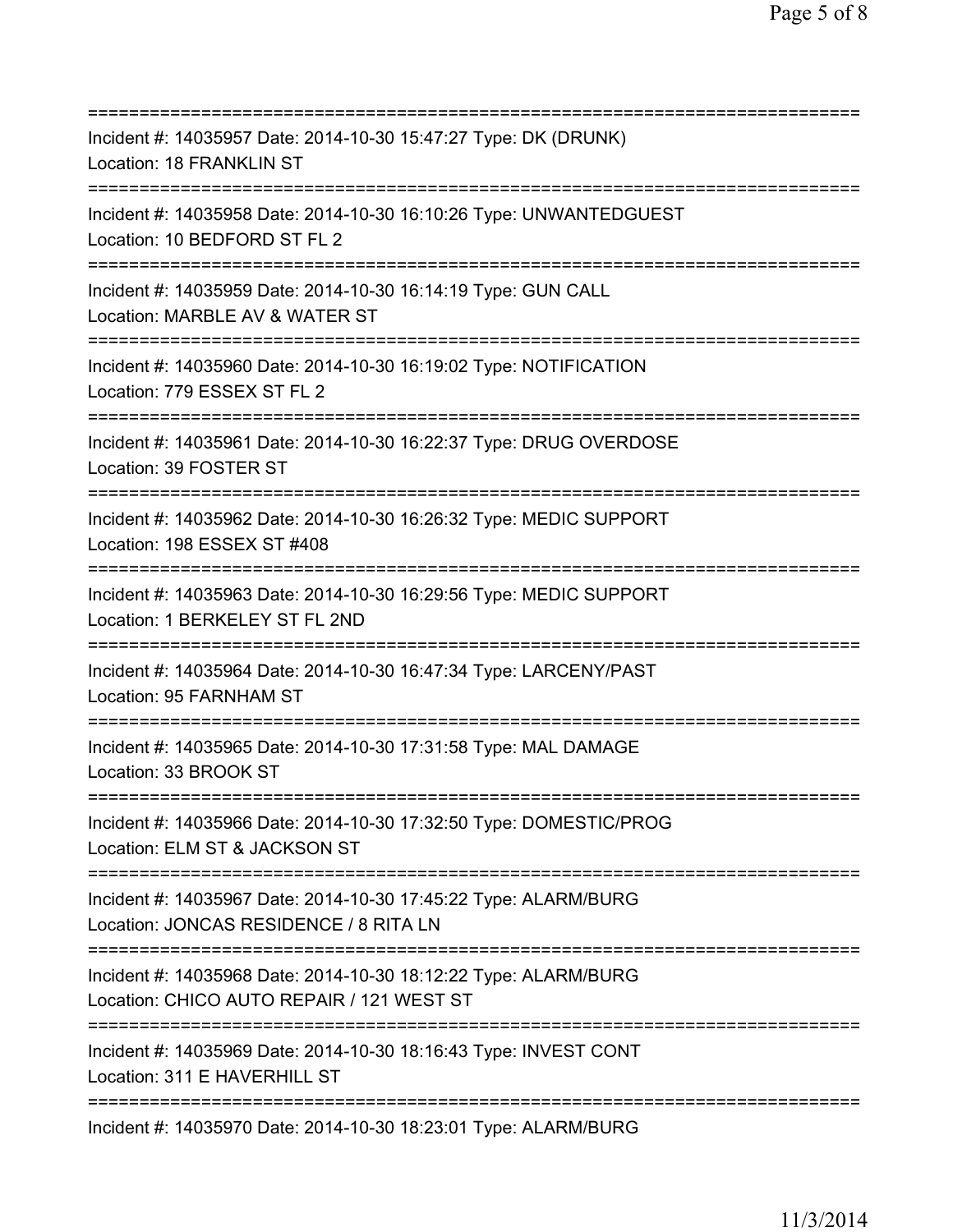===========================================================================
Incident #: 14035957 Date: 2014-10-30 15:47:27 Type: DK (DRUNK)
Location: 18 FRANKLIN ST
===========================================================================
Incident #: 14035958 Date: 2014-10-30 16:10:26 Type: UNWANTEDGUEST
Location: 10 BEDFORD ST FL 2
===========================================================================
Incident #: 14035959 Date: 2014-10-30 16:14:19 Type: GUN CALL
Location: MARBLE AV & WATER ST
===========================================================================
Incident #: 14035960 Date: 2014-10-30 16:19:02 Type: NOTIFICATION
Location: 779 ESSEX ST FL 2
===========================================================================
Incident #: 14035961 Date: 2014-10-30 16:22:37 Type: DRUG OVERDOSE
Location: 39 FOSTER ST
===========================================================================
Incident #: 14035962 Date: 2014-10-30 16:26:32 Type: MEDIC SUPPORT
Location: 198 ESSEX ST #408
===========================================================================
Incident #: 14035963 Date: 2014-10-30 16:29:56 Type: MEDIC SUPPORT
Location: 1 BERKELEY ST FL 2ND
===========================================================================
Incident #: 14035964 Date: 2014-10-30 16:47:34 Type: LARCENY/PAST
Location: 95 FARNHAM ST
===========================================================================
Incident #: 14035965 Date: 2014-10-30 17:31:58 Type: MAL DAMAGE
Location: 33 BROOK ST
===========================================================================
Incident #: 14035966 Date: 2014-10-30 17:32:50 Type: DOMESTIC/PROG
Location: ELM ST & JACKSON ST
===========================================================================
Incident #: 14035967 Date: 2014-10-30 17:45:22 Type: ALARM/BURG
Location: JONCAS RESIDENCE / 8 RITA LN
===========================================================================
Incident #: 14035968 Date: 2014-10-30 18:12:22 Type: ALARM/BURG
Location: CHICO AUTO REPAIR / 121 WEST ST
===========================================================================
Incident #: 14035969 Date: 2014-10-30 18:16:43 Type: INVEST CONT
Location: 311 E HAVERHILL ST
===========================================================================
Incident #: 14035970 Date: 2014-10-30 18:23:01 Type: ALARM/BURG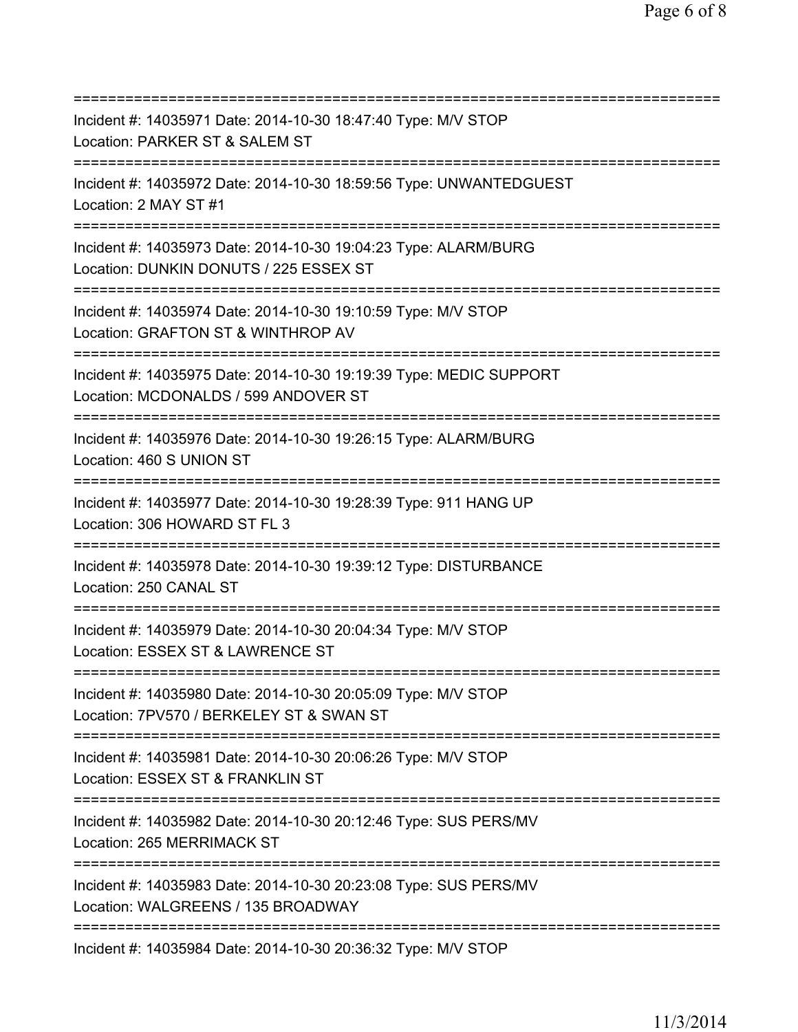===========================================================================
Incident #: 14035971 Date: 2014-10-30 18:47:40 Type: M/V STOP
Location: PARKER ST & SALEM ST
===========================================================================
Incident #: 14035972 Date: 2014-10-30 18:59:56 Type: UNWANTEDGUEST
Location: 2 MAY ST #1
===========================================================================
Incident #: 14035973 Date: 2014-10-30 19:04:23 Type: ALARM/BURG
Location: DUNKIN DONUTS / 225 ESSEX ST
===========================================================================
Incident #: 14035974 Date: 2014-10-30 19:10:59 Type: M/V STOP
Location: GRAFTON ST & WINTHROP AV
===========================================================================
Incident #: 14035975 Date: 2014-10-30 19:19:39 Type: MEDIC SUPPORT
Location: MCDONALDS / 599 ANDOVER ST
===========================================================================
Incident #: 14035976 Date: 2014-10-30 19:26:15 Type: ALARM/BURG
Location: 460 S UNION ST
===========================================================================
Incident #: 14035977 Date: 2014-10-30 19:28:39 Type: 911 HANG UP
Location: 306 HOWARD ST FL 3
===========================================================================
Incident #: 14035978 Date: 2014-10-30 19:39:12 Type: DISTURBANCE
Location: 250 CANAL ST
===========================================================================
Incident #: 14035979 Date: 2014-10-30 20:04:34 Type: M/V STOP
Location: ESSEX ST & LAWRENCE ST
===========================================================================
Incident #: 14035980 Date: 2014-10-30 20:05:09 Type: M/V STOP
Location: 7PV570 / BERKELEY ST & SWAN ST
===========================================================================
Incident #: 14035981 Date: 2014-10-30 20:06:26 Type: M/V STOP
Location: ESSEX ST & FRANKLIN ST
===========================================================================
Incident #: 14035982 Date: 2014-10-30 20:12:46 Type: SUS PERS/MV
Location: 265 MERRIMACK ST
===========================================================================
Incident #: 14035983 Date: 2014-10-30 20:23:08 Type: SUS PERS/MV
Location: WALGREENS / 135 BROADWAY
===========================================================================
Incident #: 14035984 Date: 2014-10-30 20:36:32 Type: M/V STOP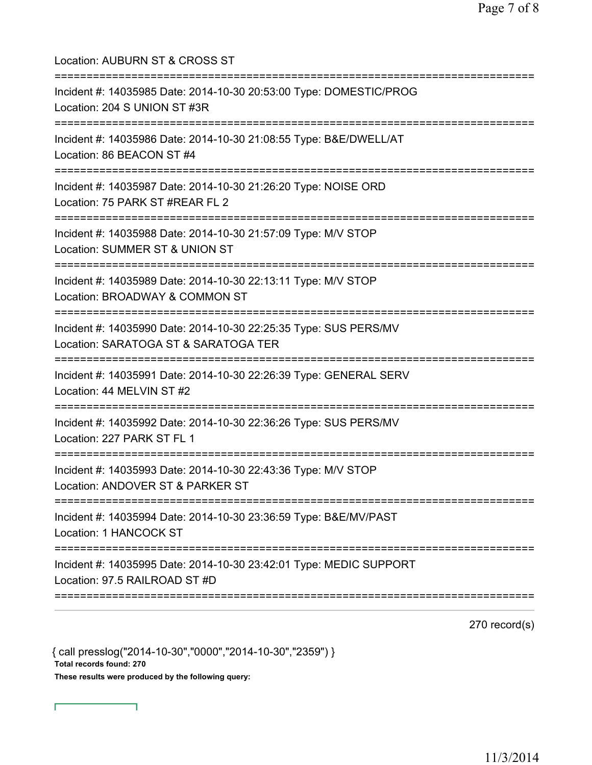Location: AUBURN ST & CROSS ST

===========================================================================

Incident #: 14035985 Date: 2014-10-30 20:53:00 Type: DOMESTIC/PROG
Location: 204 S UNION ST #3R

===========================================================================

Incident #: 14035986 Date: 2014-10-30 21:08:55 Type: B&E/DWELL/AT
Location: 86 BEACON ST #4

===========================================================================

Incident #: 14035987 Date: 2014-10-30 21:26:20 Type: NOISE ORD
Location: 75 PARK ST #REAR FL 2

===========================================================================

Incident #: 14035988 Date: 2014-10-30 21:57:09 Type: M/V STOP
Location: SUMMER ST & UNION ST

===========================================================================

Incident #: 14035989 Date: 2014-10-30 22:13:11 Type: M/V STOP
Location: BROADWAY & COMMON ST

===========================================================================

Incident #: 14035990 Date: 2014-10-30 22:25:35 Type: SUS PERS/MV
Location: SARATOGA ST & SARATOGA TER

===========================================================================

Incident #: 14035991 Date: 2014-10-30 22:26:39 Type: GENERAL SERV
Location: 44 MELVIN ST #2

===========================================================================

Incident #: 14035992 Date: 2014-10-30 22:36:26 Type: SUS PERS/MV
Location: 227 PARK ST FL 1

===========================================================================

Incident #: 14035993 Date: 2014-10-30 22:43:36 Type: M/V STOP
Location: ANDOVER ST & PARKER ST

===========================================================================

Incident #: 14035994 Date: 2014-10-30 23:36:59 Type: B&E/MV/PAST
Location: 1 HANCOCK ST

===========================================================================

Incident #: 14035995 Date: 2014-10-30 23:42:01 Type: MEDIC SUPPORT
Location: 97.5 RAILROAD ST #D

===========================================================================

270 record(s)

{ call presslog("2014-10-30","0000","2014-10-30","2359") }

**Total records found: 270**

**These results were produced by the following query:**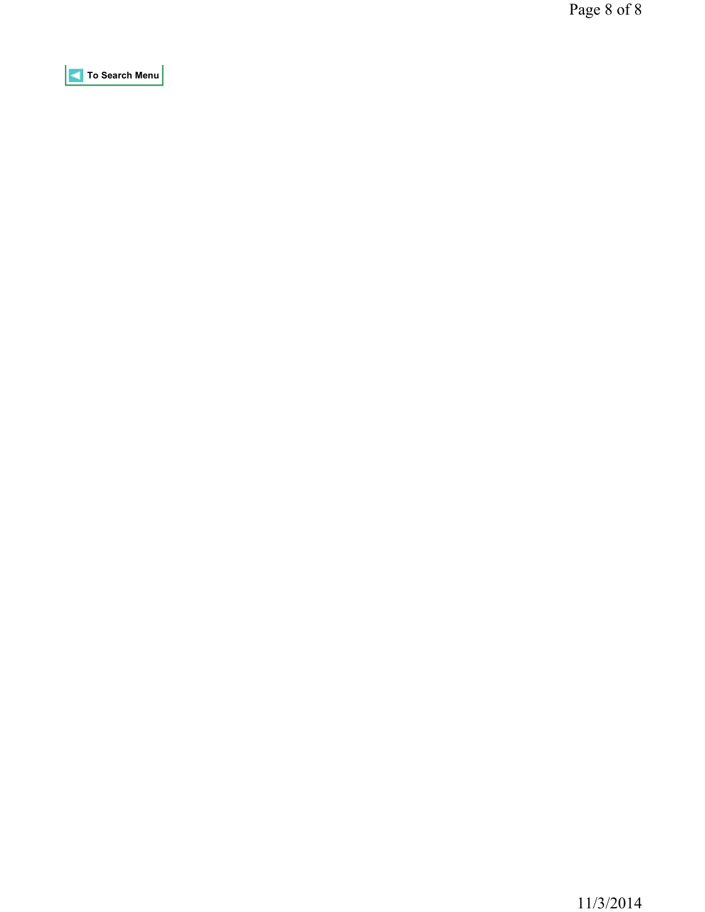To Search Menu